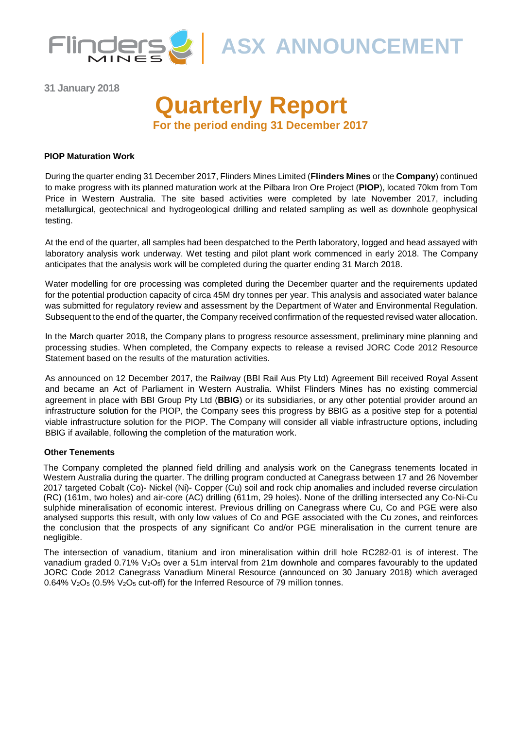# ASX ANNOUNCEMENT

31 January 2018

# Quarterly Report

## For the period ending 31 December 2017

### PIOP Maturation Work

During the quarter ending 31 December 2017, Flinders Mines Limited (**Flinders Mines** or the **Company**) continued to make progress with its planned maturation work at the Pilbara Iron Ore Project (**PIOP**), located 70km from Tom Price in Western Australia. The site based activities were completed by late November 2017, including metallurgical, geotechnical and hydrogeological drilling and related sampling as well as downhole geophysical testing.

At the end of the quarter, all samples had been despatched to the Perth laboratory, logged and head assayed with laboratory analysis work underway. Wet testing and pilot plant work commenced in early 2018. The Company anticipates that the analysis work will be completed during the quarter ending 31 March 2018.

Water modelling for ore processing was completed during the December quarter and the requirements updated for the potential production capacity of circa 45M dry tonnes per year. This analysis and associated water balance was submitted for regulatory review and assessment by the Department of Water and Environmental Regulation. Subsequent to the end of the quarter, the Company received confirmation of the requested revised water allocation.

In the March quarter 2018, the Company plans to progress resource assessment, preliminary mine planning and processing studies. When completed, the Company expects to release a revised JORC Code 2012 Resource Statement based on the results of the maturation activities.

As announced on 12 December 2017, the Railway (BBI Rail Aus Pty Ltd) Agreement Bill received Royal Assent and became an Act of Parliament in Western Australia. Whilst Flinders Mines has no existing commercial agreement in place with BBI Group Pty Ltd (**BBIG**) or its subsidiaries, or any other potential provider around an infrastructure solution for the PIOP, the Company sees this progress by BBIG as a positive step for a potential viable infrastructure solution for the PIOP. The Company will consider all viable infrastructure options, including BBIG if available, following the completion of the maturation work.

### Other Tenements

The Company completed the planned field drilling and analysis work on the Canegrass tenements located in Western Australia during the quarter. The drilling program conducted at Canegrass between 17 and 26 November 2017 targeted Cobalt (Co)- Nickel (Ni)- Copper (Cu) soil and rock chip anomalies and included reverse circulation (RC) (161m, two holes) and air-core (AC) drilling (611m, 29 holes). None of the drilling intersected any Co-Ni-Cu sulphide mineralisation of economic interest. Previous drilling on Canegrass where Cu, Co and PGE were also analysed supports this result, with only low values of Co and PGE associated with the Cu zones, and reinforces the conclusion that the prospects of any significant Co and/or PGE mineralisation in the current tenure are negligible.

The intersection of vanadium, titanium and iron mineralisation within drill hole RC282-01 is of interest. The vanadium graded 0.71% $V_2O_5$ over a 51m interval from 21m downhole and compares favourably to the updated JORC Code 2012 Canegrass Vanadium Mineral Resource (announced on 30 January 2018) which averaged 0.64% $V_2O_5$ (0.5% $V_2O_5$ cut-off) for the Inferred Resource of 79 million tonnes.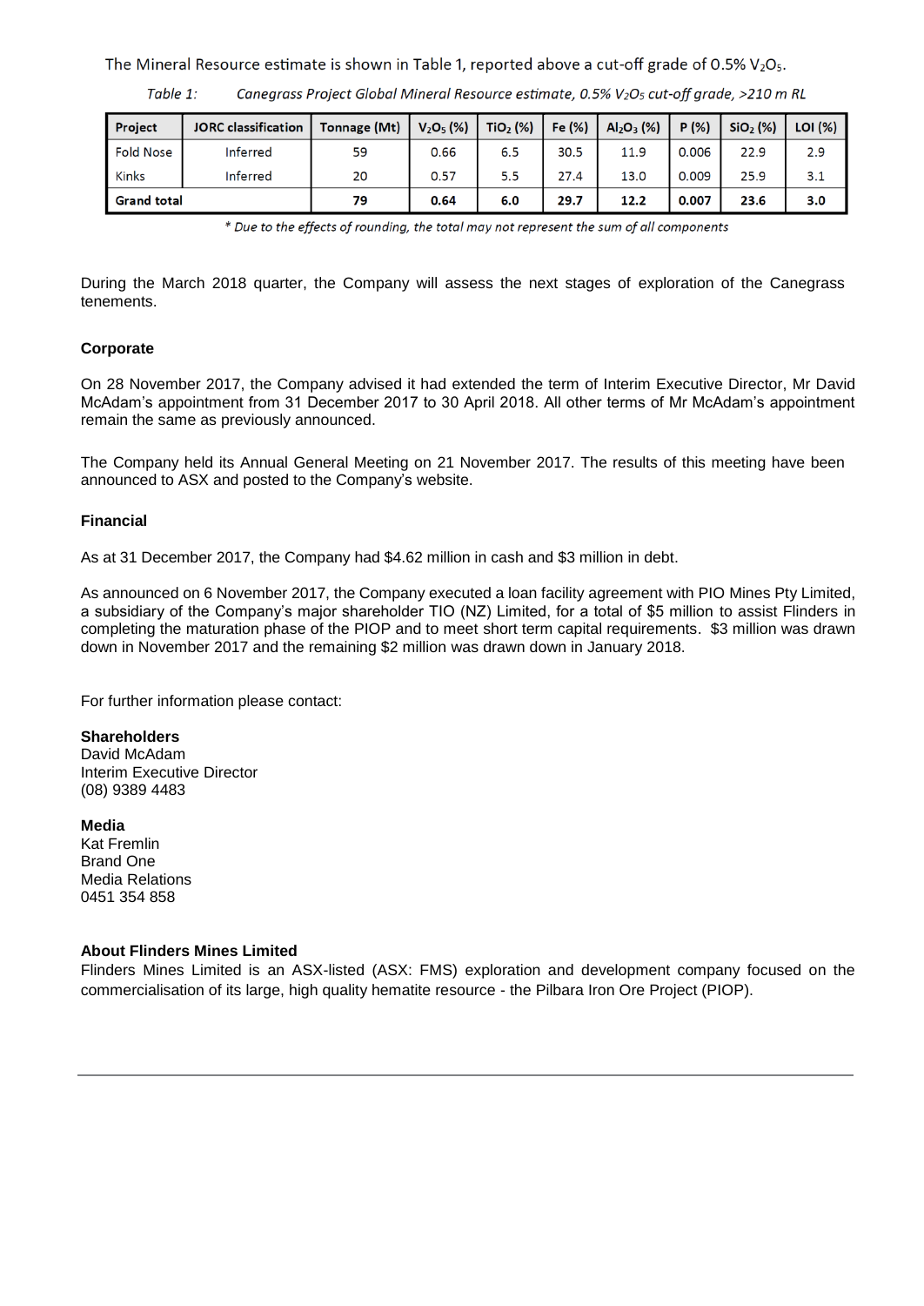The Mineral Resource estimate is shown in Table 1, reported above a cut-off grade of 0.5% $V_2O_5$.

*Table 1: Canegrass Project Global Mineral Resource estimate, 0.5% $V_2O_5$ cut-off grade, >210 m RL*

| Project | JORC classification | Tonnage (Mt) | $V_2O_5$ (%) | $TiO_2$ (%) | Fe (%) | $Al_2O_3$ (%) | P (%) | $SiO_2$ (%) | LOI (%) |
|---|---|---|---|---|---|---|---|---|---|
| Fold Nose | Inferred | 59 | 0.66 | 6.5 | 30.5 | 11.9 | 0.006 | 22.9 | 2.9 |
| Kinks | Inferred | 20 | 0.57 | 5.5 | 27.4 | 13.0 | 0.009 | 25.9 | 3.1 |
| **Grand total** | | **79** | **0.64** | **6.0** | **29.7** | **12.2** | **0.007** | **23.6** | **3.0** |

*\* Due to the effects of rounding, the total may not represent the sum of all components*

During the March 2018 quarter, the Company will assess the next stages of exploration of the Canegrass tenements.

**Corporate**

On 28 November 2017, the Company advised it had extended the term of Interim Executive Director, Mr David McAdam's appointment from 31 December 2017 to 30 April 2018. All other terms of Mr McAdam's appointment remain the same as previously announced.

The Company held its Annual General Meeting on 21 November 2017. The results of this meeting have been announced to ASX and posted to the Company's website.

**Financial**

As at 31 December 2017, the Company had $4.62 million in cash and $3 million in debt.

As announced on 6 November 2017, the Company executed a loan facility agreement with PIO Mines Pty Limited, a subsidiary of the Company's major shareholder TIO (NZ) Limited, for a total of $5 million to assist Flinders in completing the maturation phase of the PIOP and to meet short term capital requirements. $3 million was drawn down in November 2017 and the remaining $2 million was drawn down in January 2018.

For further information please contact:

**Shareholders**
David McAdam
Interim Executive Director
(08) 9389 4483

**Media**
Kat Fremlin
Brand One
Media Relations
0451 354 858

**About Flinders Mines Limited**
Flinders Mines Limited is an ASX-listed (ASX: FMS) exploration and development company focused on the commercialisation of its large, high quality hematite resource - the Pilbara Iron Ore Project (PIOP).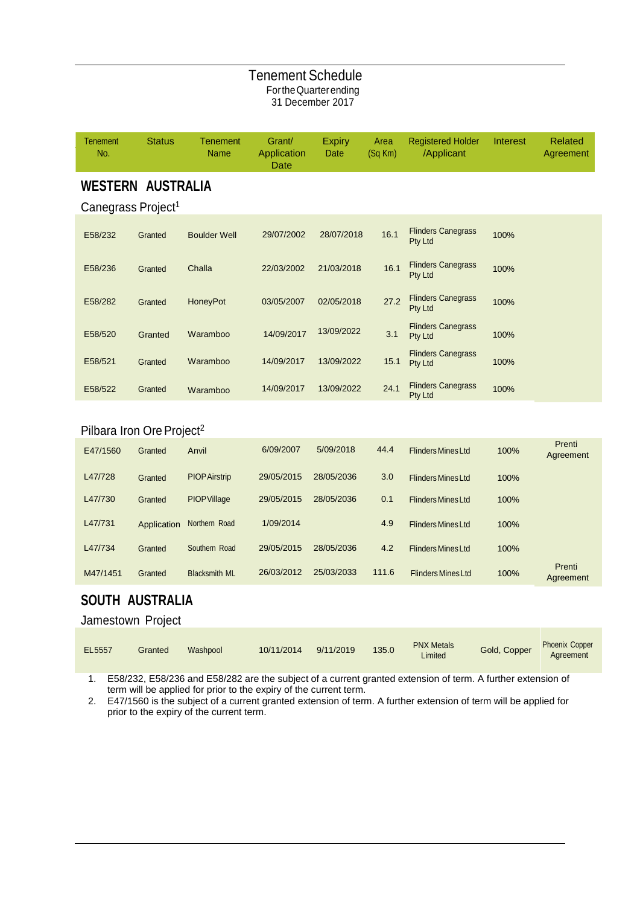# Tenement Schedule

For the Quarter ending
31 December 2017

| Tenement No. | Status | Tenement Name | Grant/ Application Date | Expiry Date | Area (Sq Km) | Registered Holder /Applicant | Interest | Related Agreement |
|---|---|---|---|---|---|---|---|---|
| **WESTERN AUSTRALIA** | | | | | | | | |
| Canegrass Project[1] | | | | | | | | |
| E58/232 | Granted | Boulder Well | 29/07/2002 | 28/07/2018 | 16.1 | Flinders Canegrass Pty Ltd | 100% | |
| E58/236 | Granted | Challa | 22/03/2002 | 21/03/2018 | 16.1 | Flinders Canegrass Pty Ltd | 100% | |
| E58/282 | Granted | HoneyPot | 03/05/2007 | 02/05/2018 | 27.2 | Flinders Canegrass Pty Ltd | 100% | |
| E58/520 | Granted | Waramboo | 14/09/2017 | 13/09/2022 | 3.1 | Flinders Canegrass Pty Ltd | 100% | |
| E58/521 | Granted | Waramboo | 14/09/2017 | 13/09/2022 | 15.1 | Flinders Canegrass Pty Ltd | 100% | |
| E58/522 | Granted | Waramboo | 14/09/2017 | 13/09/2022 | 24.1 | Flinders Canegrass Pty Ltd | 100% | |
| Pilbara Iron Ore Project[2] | | | | | | | | |
| E47/1560 | Granted | Anvil | 6/09/2007 | 5/09/2018 | 44.4 | Flinders Mines Ltd | 100% | Prenti Agreement |
| L47/728 | Granted | PIOP Airstrip | 29/05/2015 | 28/05/2036 | 3.0 | Flinders Mines Ltd | 100% | |
| L47/730 | Granted | PIOP Village | 29/05/2015 | 28/05/2036 | 0.1 | Flinders Mines Ltd | 100% | |
| L47/731 | Application | Northern Road | 1/09/2014 | | 4.9 | Flinders Mines Ltd | 100% | |
| L47/734 | Granted | Southern Road | 29/05/2015 | 28/05/2036 | 4.2 | Flinders Mines Ltd | 100% | |
| M47/1451 | Granted | Blacksmith ML | 26/03/2012 | 25/03/2033 | 111.6 | Flinders Mines Ltd | 100% | Prenti Agreement |
| **SOUTH AUSTRALIA** | | | | | | | | |
| Jamestown Project | | | | | | | | |
| EL5557 | Granted | Washpool | 10/11/2014 | 9/11/2019 | 135.0 | PNX Metals Limited | Gold, Copper | Phoenix Copper Agreement |

1. E58/232, E58/236 and E58/282 are the subject of a current granted extension of term. A further extension of term will be applied for prior to the expiry of the current term.
2. E47/1560 is the subject of a current granted extension of term. A further extension of term will be applied for prior to the expiry of the current term.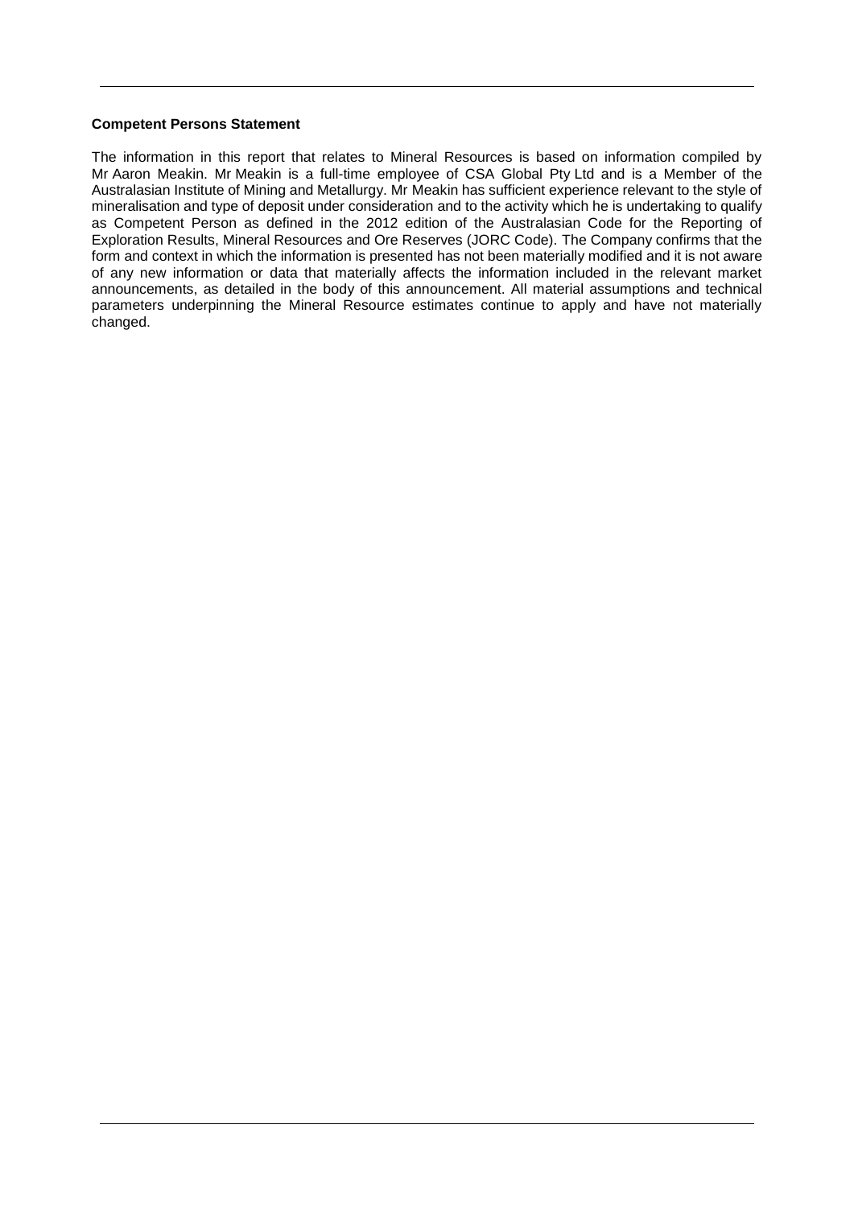**Competent Persons Statement**

The information in this report that relates to Mineral Resources is based on information compiled by Mr Aaron Meakin. Mr Meakin is a full-time employee of CSA Global Pty Ltd and is a Member of the Australasian Institute of Mining and Metallurgy. Mr Meakin has sufficient experience relevant to the style of mineralisation and type of deposit under consideration and to the activity which he is undertaking to qualify as Competent Person as defined in the 2012 edition of the Australasian Code for the Reporting of Exploration Results, Mineral Resources and Ore Reserves (JORC Code). The Company confirms that the form and context in which the information is presented has not been materially modified and it is not aware of any new information or data that materially affects the information included in the relevant market announcements, as detailed in the body of this announcement. All material assumptions and technical parameters underpinning the Mineral Resource estimates continue to apply and have not materially changed.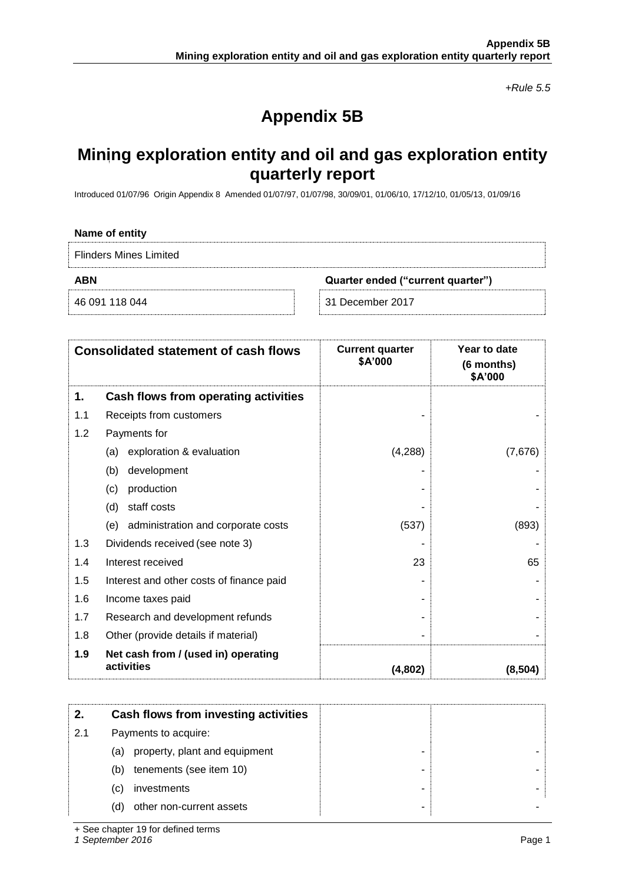*+Rule 5.5*

# Appendix 5B

## Mining exploration entity and oil and gas exploration entity quarterly report

Introduced 01/07/96 Origin Appendix 8 Amended 01/07/97, 01/07/98, 30/09/01, 01/06/10, 17/12/10, 01/05/13, 01/09/16

**Name of entity**

Flinders Mines Limited

| **ABN** | **Quarter ended ("current quarter")** |
|---|---|
| 46 091 118 044 | 31 December 2017 |

| | **Consolidated statement of cash flows** | **Current quarter \$A'000** | **Year to date (6 months) \$A'000** |
|---|---|---|---|
| **1.** | **Cash flows from operating activities** | | |
| 1.1 | Receipts from customers | - | - |
| 1.2 | Payments for | | |
| | (a) exploration & evaluation | (4,288) | (7,676) |
| | (b) development | - | - |
| | (c) production | - | - |
| | (d) staff costs | - | - |
| | (e) administration and corporate costs | (537) | (893) |
| 1.3 | Dividends received (see note 3) | - | - |
| 1.4 | Interest received | 23 | 65 |
| 1.5 | Interest and other costs of finance paid | - | - |
| 1.6 | Income taxes paid | - | - |
| 1.7 | Research and development refunds | - | - |
| 1.8 | Other (provide details if material) | - | - |
| **1.9** | **Net cash from / (used in) operating activities** | **(4,802)** | **(8,504)** |

| **2.** | **Cash flows from investing activities** | | |
|---|---|---|---|
| 2.1 | Payments to acquire: | | |
| | (a) property, plant and equipment | - | - |
| | (b) tenements (see item 10) | - | - |
| | (c) investments | - | - |
| | (d) other non-current assets | - | - |

+ See chapter 19 for defined terms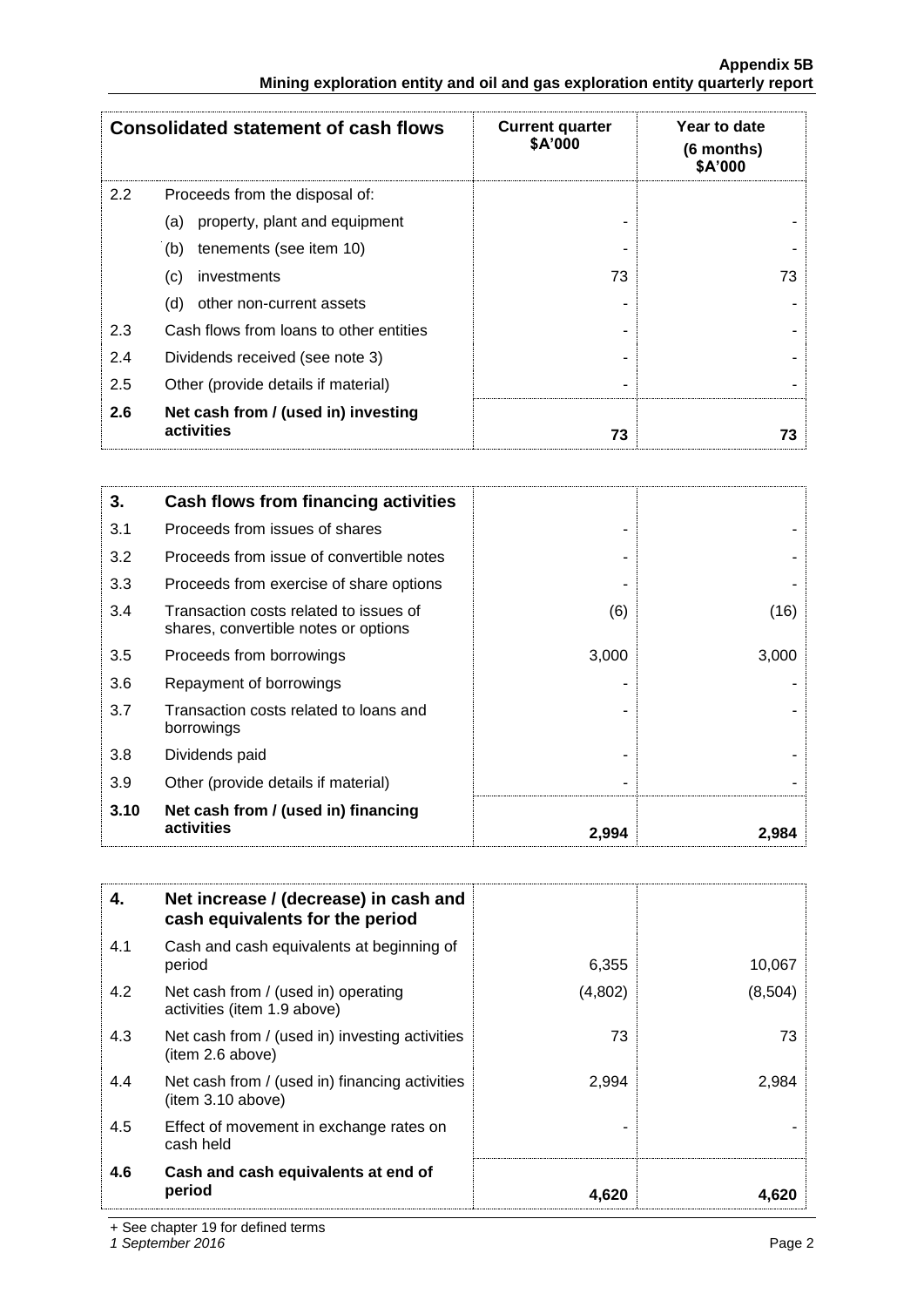| Consolidated statement of cash flows | | Current quarter $A'000 | Year to date (6 months) $A'000 |
|---|---|---|---|
| 2.2 | Proceeds from the disposal of: | | |
| | (a) property, plant and equipment | - | - |
| | (b) tenements (see item 10) | - | - |
| | (c) investments | 73 | 73 |
| | (d) other non-current assets | - | - |
| 2.3 | Cash flows from loans to other entities | - | - |
| 2.4 | Dividends received (see note 3) | - | - |
| 2.5 | Other (provide details if material) | - | - |
| **2.6** | **Net cash from / (used in) investing activities** | **73** | **73** |

| **3.** | **Cash flows from financing activities** | | |
|---|---|---|---|
| 3.1 | Proceeds from issues of shares | - | - |
| 3.2 | Proceeds from issue of convertible notes | - | - |
| 3.3 | Proceeds from exercise of share options | - | - |
| 3.4 | Transaction costs related to issues of shares, convertible notes or options | (6) | (16) |
| 3.5 | Proceeds from borrowings | 3,000 | 3,000 |
| 3.6 | Repayment of borrowings | - | - |
| 3.7 | Transaction costs related to loans and borrowings | - | - |
| 3.8 | Dividends paid | - | - |
| 3.9 | Other (provide details if material) | - | - |
| **3.10** | **Net cash from / (used in) financing activities** | **2,994** | **2,984** |

| **4.** | **Net increase / (decrease) in cash and cash equivalents for the period** | | |
|---|---|---|---|
| 4.1 | Cash and cash equivalents at beginning of period | 6,355 | 10,067 |
| 4.2 | Net cash from / (used in) operating activities (item 1.9 above) | (4,802) | (8,504) |
| 4.3 | Net cash from / (used in) investing activities (item 2.6 above) | 73 | 73 |
| 4.4 | Net cash from / (used in) financing activities (item 3.10 above) | 2,994 | 2,984 |
| 4.5 | Effect of movement in exchange rates on cash held | - | - |
| **4.6** | **Cash and cash equivalents at end of period** | **4,620** | **4,620** |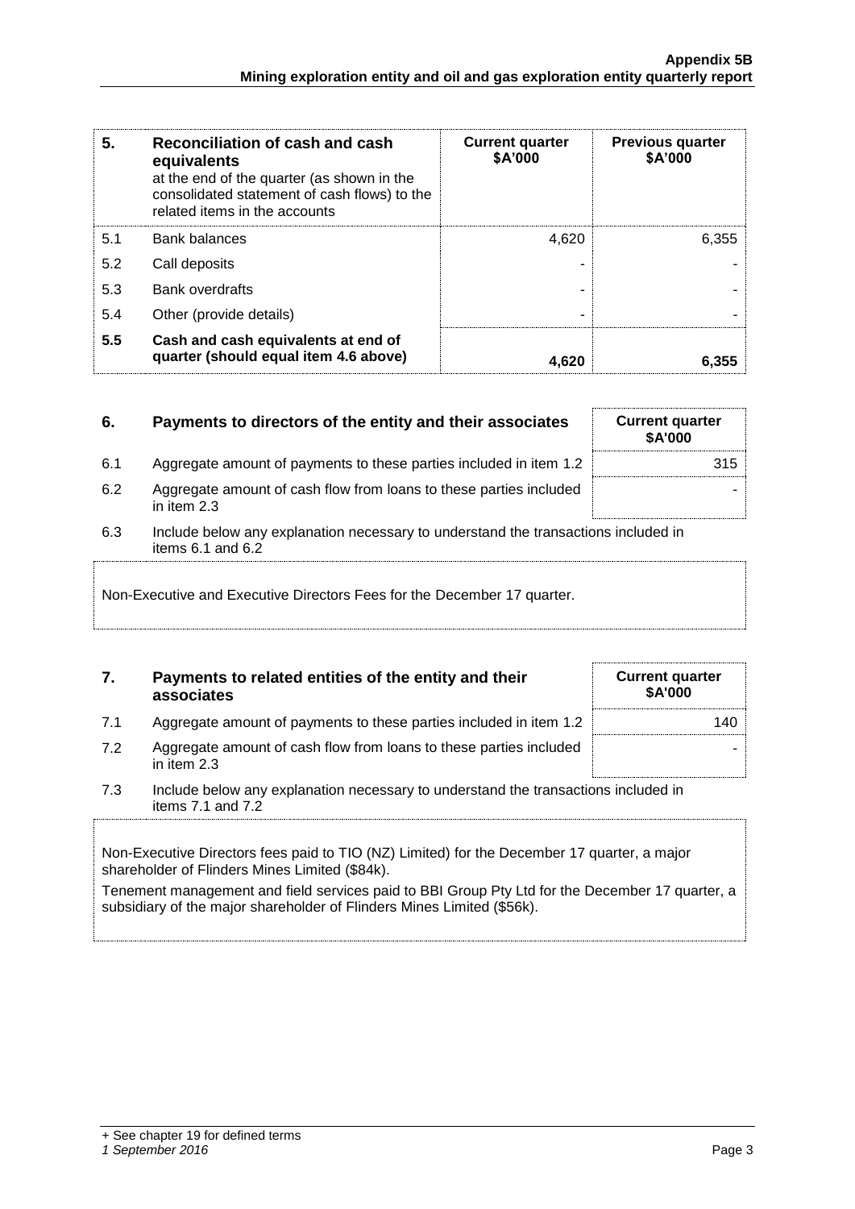| 5. | Reconciliation of cash and cash equivalents at the end of the quarter (as shown in the consolidated statement of cash flows) to the related items in the accounts | Current quarter \$A'000 | Previous quarter \$A'000 |
|---|---|---|---|
| 5.1 | Bank balances | 4,620 | 6,355 |
| 5.2 | Call deposits | - | - |
| 5.3 | Bank overdrafts | - | - |
| 5.4 | Other (provide details) | - | - |
| **5.5** | **Cash and cash equivalents at end of quarter (should equal item 4.6 above)** | **4,620** | **6,355** |

| 6. | Payments to directors of the entity and their associates | Current quarter \$A'000 |
|---|---|---|
| 6.1 | Aggregate amount of payments to these parties included in item 1.2 | 315 |
| 6.2 | Aggregate amount of cash flow from loans to these parties included in item 2.3 | - |

6.3 Include below any explanation necessary to understand the transactions included in items 6.1 and 6.2

Non-Executive and Executive Directors Fees for the December 17 quarter.

| 7. | Payments to related entities of the entity and their associates | Current quarter \$A'000 |
|---|---|---|
| 7.1 | Aggregate amount of payments to these parties included in item 1.2 | 140 |
| 7.2 | Aggregate amount of cash flow from loans to these parties included in item 2.3 | - |

7.3 Include below any explanation necessary to understand the transactions included in items 7.1 and 7.2

Non-Executive Directors fees paid to TIO (NZ) Limited) for the December 17 quarter, a major shareholder of Flinders Mines Limited (\$84k).

Tenement management and field services paid to BBI Group Pty Ltd for the December 17 quarter, a subsidiary of the major shareholder of Flinders Mines Limited (\$56k).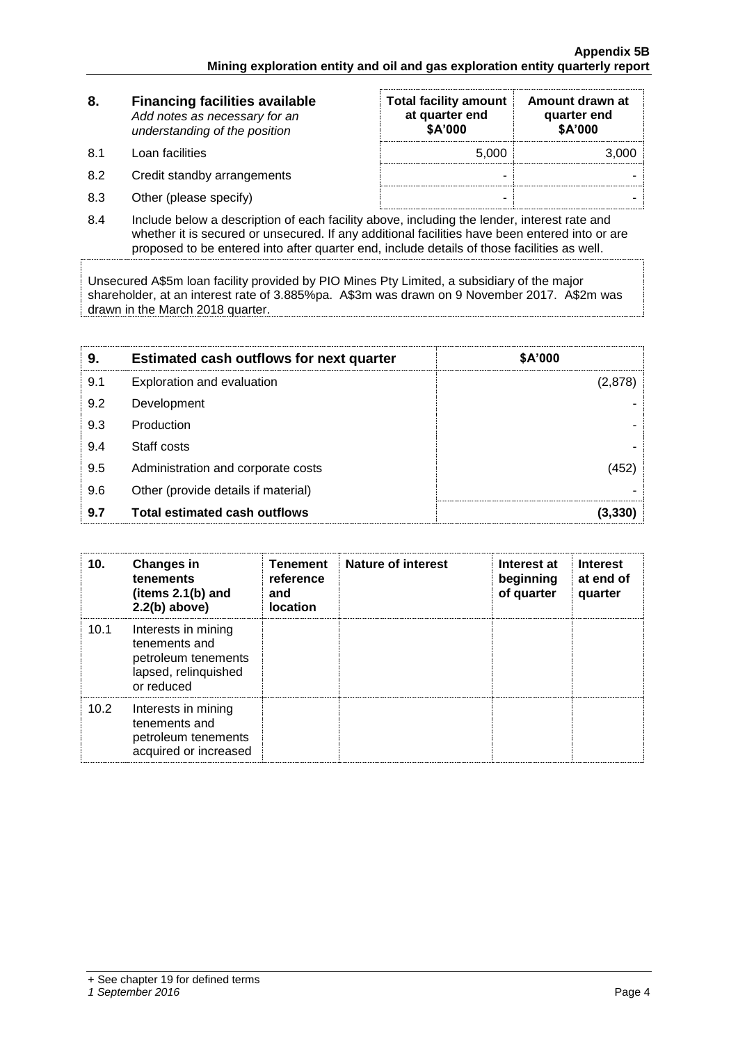| 8. | Financing facilities available<br>*Add notes as necessary for an understanding of the position* | Total facility amount at quarter end<br>$A'000 | Amount drawn at quarter end<br>$A'000 |
|---|---|---|---|
| 8.1 | Loan facilities | 5,000 | 3,000 |
| 8.2 | Credit standby arrangements | - | - |
| 8.3 | Other (please specify) | - | - |

8.4 Include below a description of each facility above, including the lender, interest rate and whether it is secured or unsecured. If any additional facilities have been entered into or are proposed to be entered into after quarter end, include details of those facilities as well.

Unsecured A$5m loan facility provided by PIO Mines Pty Limited, a subsidiary of the major shareholder, at an interest rate of 3.885%pa. A$3m was drawn on 9 November 2017. A$2m was drawn in the March 2018 quarter.

| 9. | Estimated cash outflows for next quarter | $A'000 |
|---|---|---|
| 9.1 | Exploration and evaluation | (2,878) |
| 9.2 | Development | - |
| 9.3 | Production | - |
| 9.4 | Staff costs | - |
| 9.5 | Administration and corporate costs | (452) |
| 9.6 | Other (provide details if material) | - |
| **9.7** | **Total estimated cash outflows** | **(3,330)** |

| 10. | Changes in tenements (items 2.1(b) and 2.2(b) above) | Tenement reference and location | Nature of interest | Interest at beginning of quarter | Interest at end of quarter |
|---|---|---|---|---|---|
| 10.1 | Interests in mining tenements and petroleum tenements lapsed, relinquished or reduced | | | | |
| 10.2 | Interests in mining tenements and petroleum tenements acquired or increased | | | | |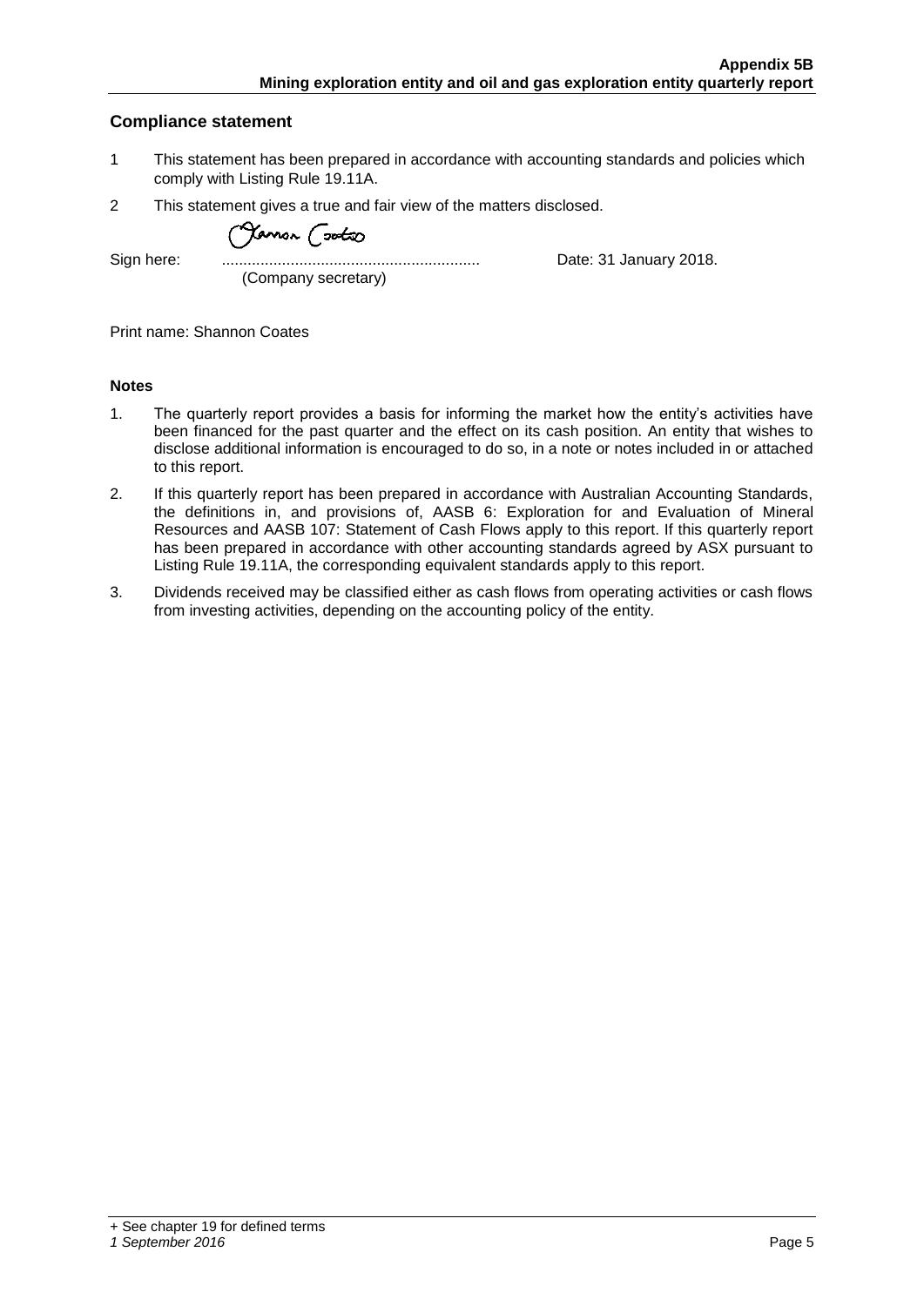## Compliance statement

1 This statement has been prepared in accordance with accounting standards and policies which comply with Listing Rule 19.11A.

2 This statement gives a true and fair view of the matters disclosed.

Sign here: ............................................................ Date: 31 January 2018.
(Company secretary)

Print name: Shannon Coates

### Notes

1. The quarterly report provides a basis for informing the market how the entity's activities have been financed for the past quarter and the effect on its cash position. An entity that wishes to disclose additional information is encouraged to do so, in a note or notes included in or attached to this report.
2. If this quarterly report has been prepared in accordance with Australian Accounting Standards, the definitions in, and provisions of, AASB 6: Exploration for and Evaluation of Mineral Resources and AASB 107: Statement of Cash Flows apply to this report. If this quarterly report has been prepared in accordance with other accounting standards agreed by ASX pursuant to Listing Rule 19.11A, the corresponding equivalent standards apply to this report.
3. Dividends received may be classified either as cash flows from operating activities or cash flows from investing activities, depending on the accounting policy of the entity.